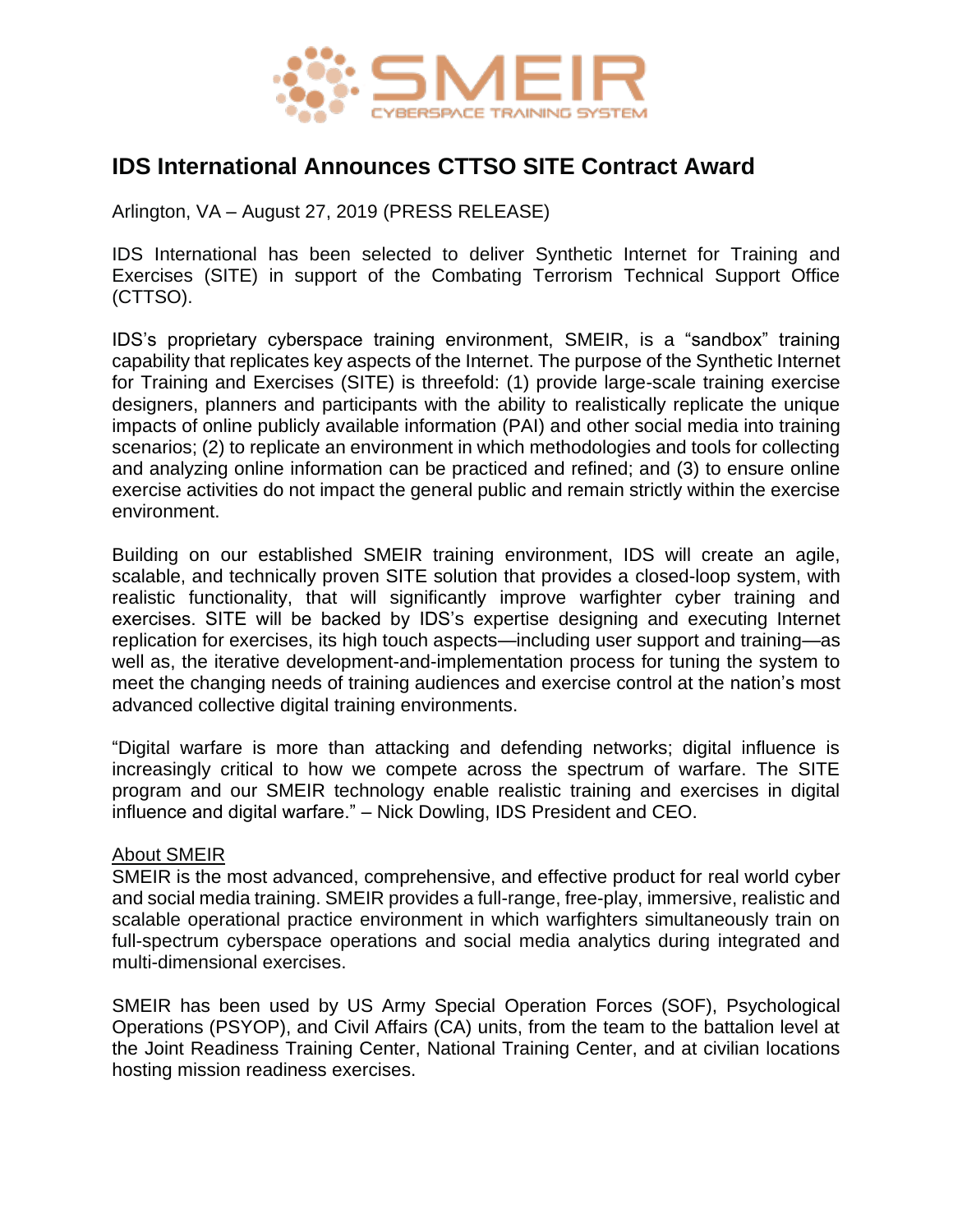SMEIR
CYBERSPACE TRAINING SYSTEM

# IDS International Announces CTTSO SITE Contract Award

Arlington, VA – August 27, 2019 (PRESS RELEASE)

IDS International has been selected to deliver Synthetic Internet for Training and Exercises (SITE) in support of the Combating Terrorism Technical Support Office (CTTSO).

IDS's proprietary cyberspace training environment, SMEIR, is a "sandbox" training capability that replicates key aspects of the Internet. The purpose of the Synthetic Internet for Training and Exercises (SITE) is threefold: (1) provide large-scale training exercise designers, planners and participants with the ability to realistically replicate the unique impacts of online publicly available information (PAI) and other social media into training scenarios; (2) to replicate an environment in which methodologies and tools for collecting and analyzing online information can be practiced and refined; and (3) to ensure online exercise activities do not impact the general public and remain strictly within the exercise environment.

Building on our established SMEIR training environment, IDS will create an agile, scalable, and technically proven SITE solution that provides a closed-loop system, with realistic functionality, that will significantly improve warfighter cyber training and exercises. SITE will be backed by IDS's expertise designing and executing Internet replication for exercises, its high touch aspects—including user support and training—as well as, the iterative development-and-implementation process for tuning the system to meet the changing needs of training audiences and exercise control at the nation's most advanced collective digital training environments.

"Digital warfare is more than attacking and defending networks; digital influence is increasingly critical to how we compete across the spectrum of warfare. The SITE program and our SMEIR technology enable realistic training and exercises in digital influence and digital warfare." – Nick Dowling, IDS President and CEO.

<u>About SMEIR</u>

SMEIR is the most advanced, comprehensive, and effective product for real world cyber and social media training. SMEIR provides a full-range, free-play, immersive, realistic and scalable operational practice environment in which warfighters simultaneously train on full-spectrum cyberspace operations and social media analytics during integrated and multi-dimensional exercises.

SMEIR has been used by US Army Special Operation Forces (SOF), Psychological Operations (PSYOP), and Civil Affairs (CA) units, from the team to the battalion level at the Joint Readiness Training Center, National Training Center, and at civilian locations hosting mission readiness exercises.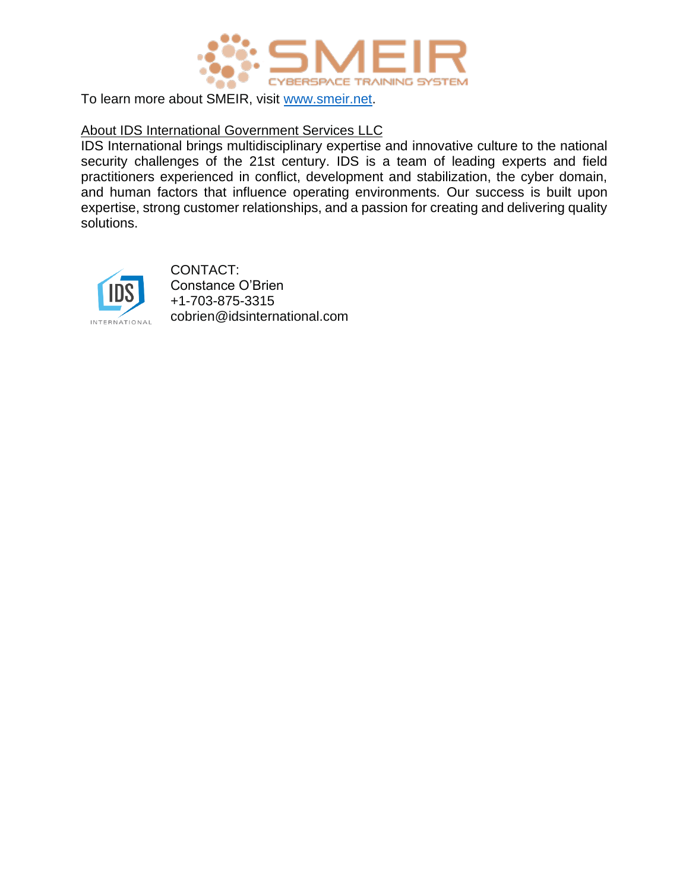To learn more about SMEIR, visit www.smeir.net.

About IDS International Government Services LLC

IDS International brings multidisciplinary expertise and innovative culture to the national security challenges of the 21st century. IDS is a team of leading experts and field practitioners experienced in conflict, development and stabilization, the cyber domain, and human factors that influence operating environments. Our success is built upon expertise, strong customer relationships, and a passion for creating and delivering quality solutions.

CONTACT:
Constance O'Brien
+1-703-875-3315
cobrien@idsinternational.com